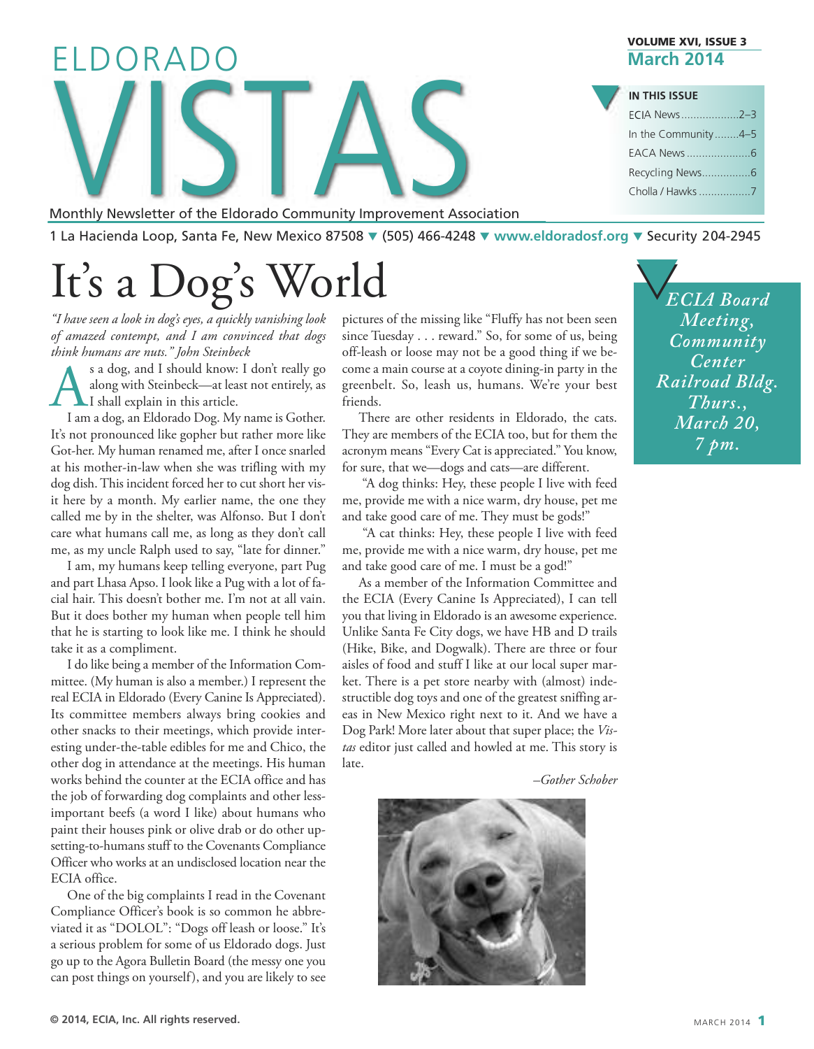# ELDORADO VISTAS

Monthly Newsletter of the Eldorado Community Improvement Association

**VOLUME XVI, ISSUE 3**
**March 2014**

**IN THIS ISSUE**

- ECIA News ..................2–3
- In the Community........4–5
- EACA News.....................6
- Recycling News................6
- Cholla / Hawks ................7

1 La Hacienda Loop, Santa Fe, New Mexico 87508 ▼ (505) 466-4248 ▼ www.eldoradosf.org ▼ Security 204-2945

*ECIA Board Meeting, Community Center Railroad Bldg. Thurs., March 20, 7 pm.*

# It's a Dog's World

*"I have seen a look in dog's eyes, a quickly vanishing look of amazed contempt, and I am convinced that dogs think humans are nuts." John Steinbeck*

As a dog, and I should know: I don't really go along with Steinbeck—at least not entirely, as I shall explain in this article.

I am a dog, an Eldorado Dog. My name is Gother. It's not pronounced like gopher but rather more like Got-her. My human renamed me, after I once snarled at his mother-in-law when she was trifling with my dog dish. This incident forced her to cut short her visit here by a month. My earlier name, the one they called me by in the shelter, was Alfonso. But I don't care what humans call me, as long as they don't call me, as my uncle Ralph used to say, "late for dinner."

I am, my humans keep telling everyone, part Pug and part Lhasa Apso. I look like a Pug with a lot of facial hair. This doesn't bother me. I'm not at all vain. But it does bother my human when people tell him that he is starting to look like me. I think he should take it as a compliment.

I do like being a member of the Information Committee. (My human is also a member.) I represent the real ECIA in Eldorado (Every Canine Is Appreciated). Its committee members always bring cookies and other snacks to their meetings, which provide interesting under-the-table edibles for me and Chico, the other dog in attendance at the meetings. His human works behind the counter at the ECIA office and has the job of forwarding dog complaints and other less-important beefs (a word I like) about humans who paint their houses pink or olive drab or do other upsetting-to-humans stuff to the Covenants Compliance Officer who works at an undisclosed location near the ECIA office.

One of the big complaints I read in the Covenant Compliance Officer's book is so common he abbreviated it as "DOLOL": "Dogs off leash or loose." It's a serious problem for some of us Eldorado dogs. Just go up to the Agora Bulletin Board (the messy one you can post things on yourself), and you are likely to see pictures of the missing like "Fluffy has not been seen since Tuesday . . . reward." So, for some of us, being off-leash or loose may not be a good thing if we become a main course at a coyote dining-in party in the greenbelt. So, leash us, humans. We're your best friends.

There are other residents in Eldorado, the cats. They are members of the ECIA too, but for them the acronym means "Every Cat is appreciated." You know, for sure, that we—dogs and cats—are different.

"A dog thinks: Hey, these people I live with feed me, provide me with a nice warm, dry house, pet me and take good care of me. They must be gods!"

"A cat thinks: Hey, these people I live with feed me, provide me with a nice warm, dry house, pet me and take good care of me. I must be a god!"

As a member of the Information Committee and the ECIA (Every Canine Is Appreciated), I can tell you that living in Eldorado is an awesome experience. Unlike Santa Fe City dogs, we have HB and D trails (Hike, Bike, and Dogwalk). There are three or four aisles of food and stuff I like at our local super market. There is a pet store nearby with (almost) indestructible dog toys and one of the greatest sniffing areas in New Mexico right next to it. And we have a Dog Park! More later about that super place; the *Vistas* editor just called and howled at me. This story is late.

*–Gother Schober*

**© 2014, ECIA, Inc. All rights reserved.**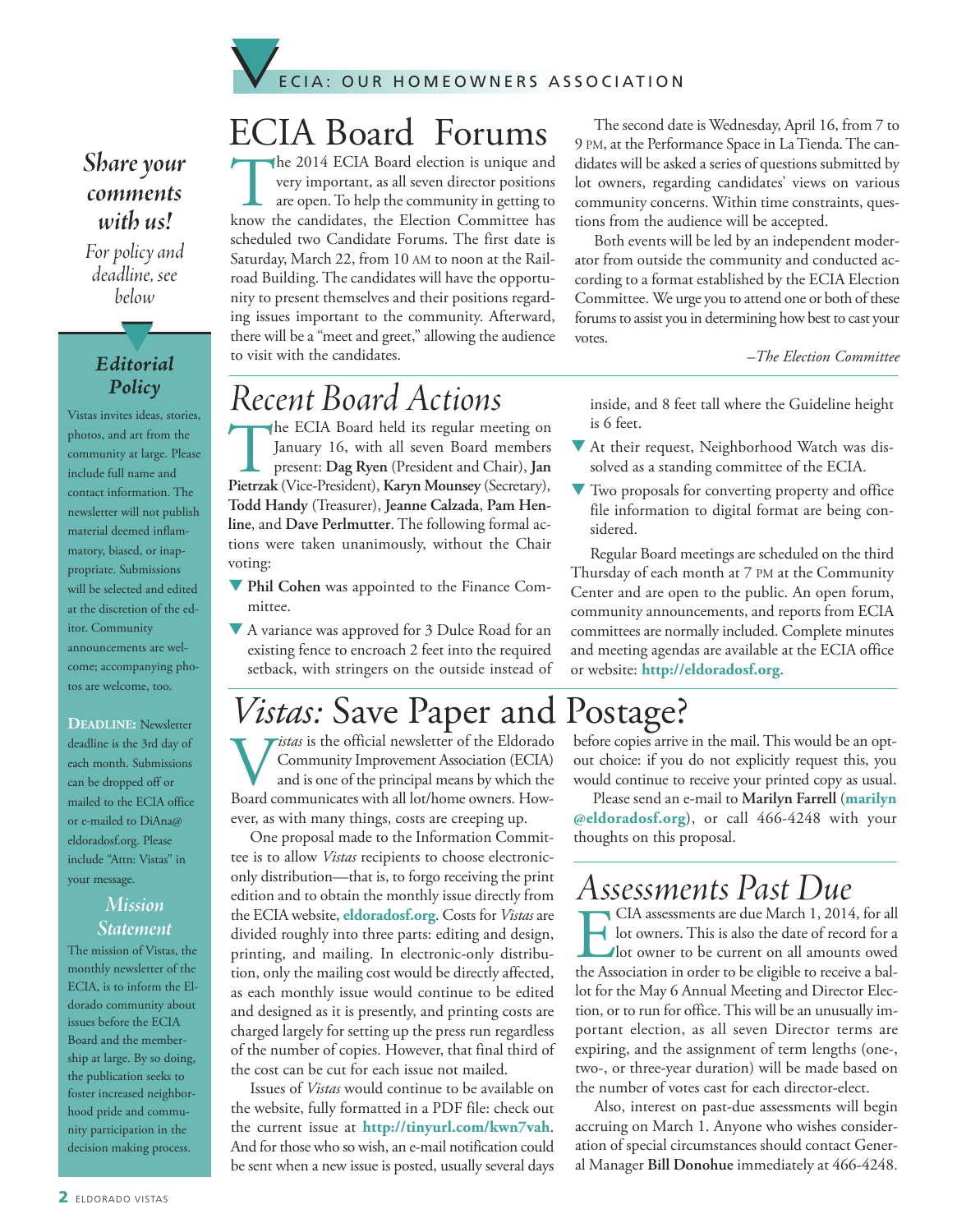ECIA: OUR HOMEOWNERS ASSOCIATION

*Share your comments with us!*

*For policy and deadline, see below*

# ECIA Board Forums

The 2014 ECIA Board election is unique and very important, as all seven director positions are open. To help the community in getting to know the candidates, the Election Committee has scheduled two Candidate Forums. The first date is Saturday, March 22, from 10 AM to noon at the Railroad Building. The candidates will have the opportunity to present themselves and their positions regarding issues important to the community. Afterward, there will be a "meet and greet," allowing the audience to visit with the candidates.

The second date is Wednesday, April 16, from 7 to 9 PM, at the Performance Space in La Tienda. The candidates will be asked a series of questions submitted by lot owners, regarding candidates' views on various community concerns. Within time constraints, questions from the audience will be accepted.

Both events will be led by an independent moderator from outside the community and conducted according to a format established by the ECIA Election Committee. We urge you to attend one or both of these forums to assist you in determining how best to cast your votes.

*–The Election Committee*

# Recent Board Actions

The ECIA Board held its regular meeting on January 16, with all seven Board members present: **Dag Ryen** (President and Chair), **Jan Pietrzak** (Vice-President), **Karyn Mounsey** (Secretary), **Todd Handy** (Treasurer), **Jeanne Calzada**, **Pam Henline**, and **Dave Perlmutter**. The following formal actions were taken unanimously, without the Chair voting:

- **Phil Cohen** was appointed to the Finance Committee.
- A variance was approved for 3 Dulce Road for an existing fence to encroach 2 feet into the required setback, with stringers on the outside instead of inside, and 8 feet tall where the Guideline height is 6 feet.
- At their request, Neighborhood Watch was dissolved as a standing committee of the ECIA.
- Two proposals for converting property and office file information to digital format are being considered.

Regular Board meetings are scheduled on the third Thursday of each month at 7 PM at the Community Center and are open to the public. An open forum, community announcements, and reports from ECIA committees are normally included. Complete minutes and meeting agendas are available at the ECIA office or website: **http://eldoradosf.org**.

# *Vistas:* Save Paper and Postage?

*Vistas* is the official newsletter of the Eldorado Community Improvement Association (ECIA) and is one of the principal means by which the Board communicates with all lot/home owners. However, as with many things, costs are creeping up.

One proposal made to the Information Committee is to allow *Vistas* recipients to choose electronic-only distribution—that is, to forgo receiving the print edition and to obtain the monthly issue directly from the ECIA website, **eldoradosf.org**. Costs for *Vistas* are divided roughly into three parts: editing and design, printing, and mailing. In electronic-only distribution, only the mailing cost would be directly affected, as each monthly issue would continue to be edited and designed as it is presently, and printing costs are charged largely for setting up the press run regardless of the number of copies. However, that final third of the cost can be cut for each issue not mailed.

Issues of *Vistas* would continue to be available on the website, fully formatted in a PDF file: check out the current issue at **http://tinyurl.com/kwn7vah**. And for those who so wish, an e-mail notification could be sent when a new issue is posted, usually several days before copies arrive in the mail. This would be an opt-out choice: if you do not explicitly request this, you would continue to receive your printed copy as usual.

Please send an e-mail to **Marilyn Farrell** (**marilyn@eldoradosf.org**), or call 466-4248 with your thoughts on this proposal.

# Assessments Past Due

ECIA assessments are due March 1, 2014, for all lot owners. This is also the date of record for a lot owner to be current on all amounts owed the Association in order to be eligible to receive a ballot for the May 6 Annual Meeting and Director Election, or to run for office. This will be an unusually important election, as all seven Director terms are expiring, and the assignment of term lengths (one-, two-, or three-year duration) will be made based on the number of votes cast for each director-elect.

Also, interest on past-due assessments will begin accruing on March 1. Anyone who wishes consideration of special circumstances should contact General Manager **Bill Donohue** immediately at 466-4248.

## Editorial Policy

Vistas invites ideas, stories, photos, and art from the community at large. Please include full name and contact information. The newsletter will not publish material deemed inflammatory, biased, or inappropriate. Submissions will be selected and edited at the discretion of the editor. Community announcements are welcome; accompanying photos are welcome, too.

**DEADLINE:** Newsletter deadline is the 3rd day of each month. Submissions can be dropped off or mailed to the ECIA office or e-mailed to DiAna@eldoradosf.org. Please include "Attn: Vistas" in your message.

## Mission Statement

The mission of Vistas, the monthly newsletter of the ECIA, is to inform the Eldorado community about issues before the ECIA Board and the membership at large. By so doing, the publication seeks to foster increased neighborhood pride and community participation in the decision making process.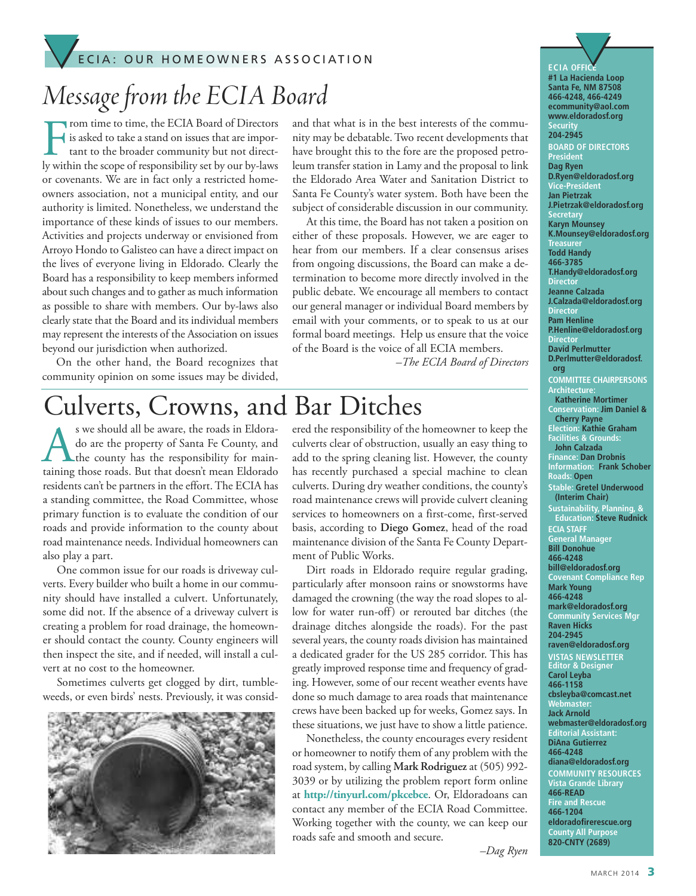ECIA: OUR HOMEOWNERS ASSOCIATION

# Message from the ECIA Board

From time to time, the ECIA Board of Directors is asked to take a stand on issues that are important to the broader community but not directly within the scope of responsibility set by our by-laws or covenants. We are in fact only a restricted homeowners association, not a municipal entity, and our authority is limited. Nonetheless, we understand the importance of these kinds of issues to our members. Activities and projects underway or envisioned from Arroyo Hondo to Galisteo can have a direct impact on the lives of everyone living in Eldorado. Clearly the Board has a responsibility to keep members informed about such changes and to gather as much information as possible to share with members. Our by-laws also clearly state that the Board and its individual members may represent the interests of the Association on issues beyond our jurisdiction when authorized.

On the other hand, the Board recognizes that community opinion on some issues may be divided, and that what is in the best interests of the community may be debatable. Two recent developments that have brought this to the fore are the proposed petroleum transfer station in Lamy and the proposal to link the Eldorado Area Water and Sanitation District to Santa Fe County's water system. Both have been the subject of considerable discussion in our community.

At this time, the Board has not taken a position on either of these proposals. However, we are eager to hear from our members. If a clear consensus arises from ongoing discussions, the Board can make a determination to become more directly involved in the public debate. We encourage all members to contact our general manager or individual Board members by email with your comments, or to speak to us at our formal board meetings. Help us ensure that the voice of the Board is the voice of all ECIA members.

*–The ECIA Board of Directors*

# Culverts, Crowns, and Bar Ditches

As we should all be aware, the roads in Eldorado are the property of Santa Fe County, and the county has the responsibility for maintaining those roads. But that doesn't mean Eldorado residents can't be partners in the effort. The ECIA has a standing committee, the Road Committee, whose primary function is to evaluate the condition of our roads and provide information to the county about road maintenance needs. Individual homeowners can also play a part.

One common issue for our roads is driveway culverts. Every builder who built a home in our community should have installed a culvert. Unfortunately, some did not. If the absence of a driveway culvert is creating a problem for road drainage, the homeowner should contact the county. County engineers will then inspect the site, and if needed, will install a culvert at no cost to the homeowner.

Sometimes culverts get clogged by dirt, tumbleweeds, or even birds' nests. Previously, it was considered the responsibility of the homeowner to keep the culverts clear of obstruction, usually an easy thing to add to the spring cleaning list. However, the county has recently purchased a special machine to clean culverts. During dry weather conditions, the county's road maintenance crews will provide culvert cleaning services to homeowners on a first-come, first-served basis, according to **Diego Gomez**, head of the road maintenance division of the Santa Fe County Department of Public Works.

Dirt roads in Eldorado require regular grading, particularly after monsoon rains or snowstorms have damaged the crowning (the way the road slopes to allow for water run-off) or rerouted bar ditches (the drainage ditches alongside the roads). For the past several years, the county roads division has maintained a dedicated grader for the US 285 corridor. This has greatly improved response time and frequency of grading. However, some of our recent weather events have done so much damage to area roads that maintenance crews have been backed up for weeks, Gomez says. In these situations, we just have to show a little patience.

Nonetheless, the county encourages every resident or homeowner to notify them of any problem with the road system, by calling **Mark Rodriguez** at (505) 992-3039 or by utilizing the problem report form online at **http://tinyurl.com/pkcebce**. Or, Eldoradoans can contact any member of the ECIA Road Committee. Working together with the county, we can keep our roads safe and smooth and secure.

*–Dag Ryen*

---

**ECIA OFFICE**
#1 La Hacienda Loop
Santa Fe, NM 87508
466-4248, 466-4249
ecommunity@aol.com
www.eldoradosf.org
Security
204-2945

**BOARD OF DIRECTORS**
President
Dag Ryen
D.Ryen@eldoradosf.org
Vice-President
Jan Pietrzak
J.Pietrzak@eldoradosf.org
Secretary
Karyn Mounsey
K.Mounsey@eldoradosf.org
Treasurer
Todd Handy
466-3785
T.Handy@eldoradosf.org
Director
Jeanne Calzada
J.Calzada@eldoradosf.org
Director
Pam Henline
P.Henline@eldoradosf.org
Director
David Perlmutter
D.Perlmutter@eldoradosf.org

**COMMITTEE CHAIRPERSONS**
Architecture: Katherine Mortimer
Conservation: Jim Daniel & Cherry Payne
Election: Kathie Graham
Facilities & Grounds: John Calzada
Finance: Dan Drobnis
Information: Frank Schober
Roads: Open
Stable: Gretel Underwood (Interim Chair)
Sustainability, Planning, & Education: Steve Rudnick

**ECIA STAFF**
General Manager
Bill Donohue
466-4248
bill@eldoradosf.org
Covenant Compliance Rep
Mark Young
466-4248
mark@eldoradosf.org
Community Services Mgr
Raven Hicks
204-2945
raven@eldoradosf.org

**VISTAS NEWSLETTER**
Editor & Designer
Carol Leyba
466-1158
cbsleyba@comcast.net
Webmaster:
Jack Arnold
webmaster@eldoradosf.org
Editorial Assistant:
DiAna Gutierrez
466-4248
diana@eldoradosf.org

**COMMUNITY RESOURCES**
Vista Grande Library
466-READ
Fire and Rescue
466-1204
eldoradofirerescue.org
County All Purpose
820-CNTY (2689)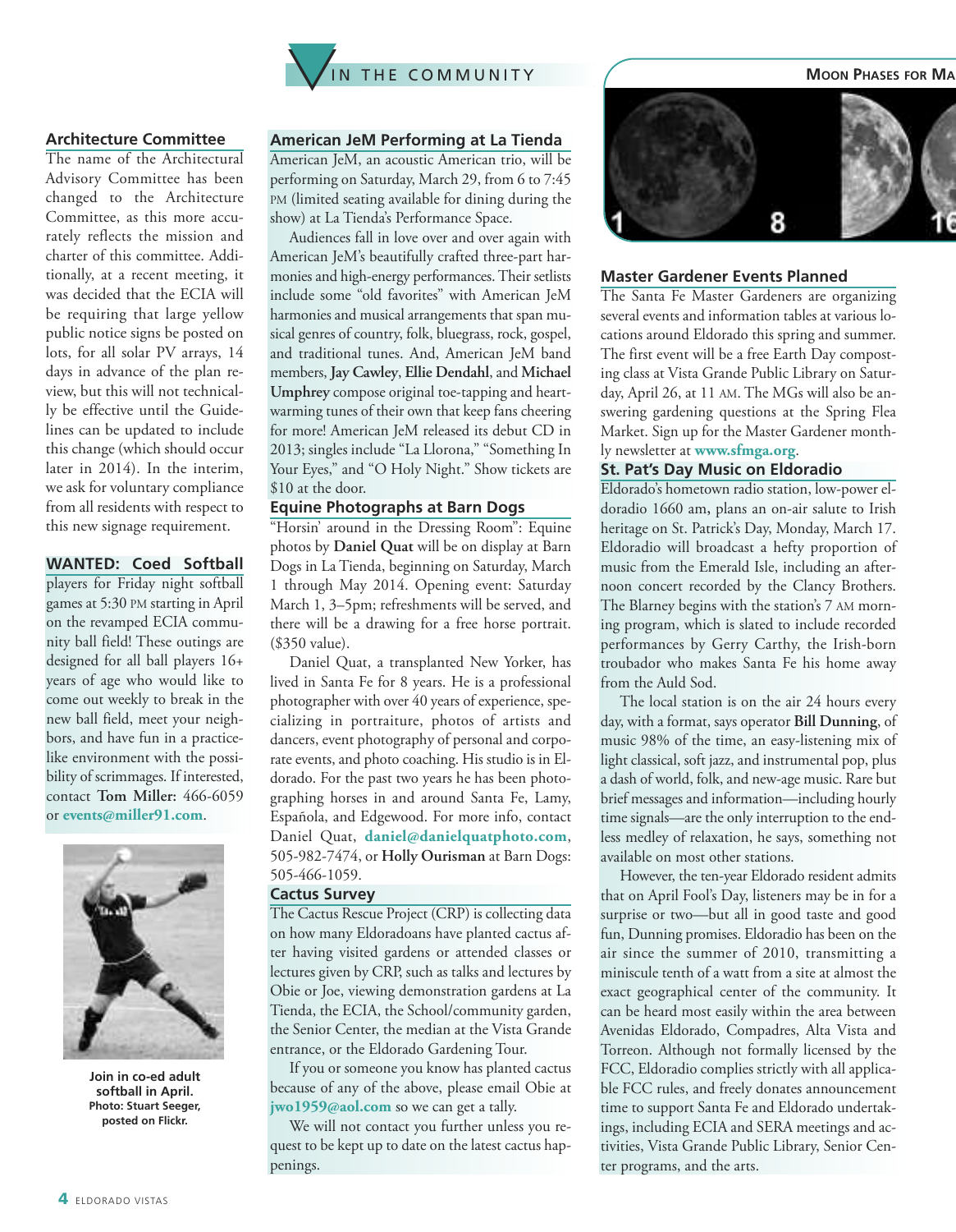## Architecture Committee

The name of the Architectural Advisory Committee has been changed to the Architecture Committee, as this more accurately reflects the mission and charter of this committee. Additionally, at a recent meeting, it was decided that the ECIA will be requiring that large yellow public notice signs be posted on lots, for all solar PV arrays, 14 days in advance of the plan review, but this will not technically be effective until the Guidelines can be updated to include this change (which should occur later in 2014). In the interim, we ask for voluntary compliance from all residents with respect to this new signage requirement.

## WANTED: Coed Softball

players for Friday night softball games at 5:30 PM starting in April on the revamped ECIA community ball field! These outings are designed for all ball players 16+ years of age who would like to come out weekly to break in the new ball field, meet your neighbors, and have fun in a practice-like environment with the possibility of scrimmages. If interested, contact **Tom Miller:** 466-6059 or **events@miller91.com**.

**Join in co-ed adult softball in April.**
**Photo: Stuart Seeger, posted on Flickr.**

## American JeM Performing at La Tienda

American JeM, an acoustic American trio, will be performing on Saturday, March 29, from 6 to 7:45 PM (limited seating available for dining during the show) at La Tienda's Performance Space.

Audiences fall in love over and over again with American JeM's beautifully crafted three-part harmonies and high-energy performances. Their setlists include some "old favorites" with American JeM harmonies and musical arrangements that span musical genres of country, folk, bluegrass, rock, gospel, and traditional tunes. And, American JeM band members, **Jay Cawley**, **Ellie Dendahl**, and **Michael Umphrey** compose original toe-tapping and heart-warming tunes of their own that keep fans cheering for more! American JeM released its debut CD in 2013; singles include "La Llorona," "Something In Your Eyes," and "O Holy Night." Show tickets are $10 at the door.

## Equine Photographs at Barn Dogs

"Horsin' around in the Dressing Room": Equine photos by **Daniel Quat** will be on display at Barn Dogs in La Tienda, beginning on Saturday, March 1 through May 2014. Opening event: Saturday March 1, 3–5pm; refreshments will be served, and there will be a drawing for a free horse portrait. ($350 value).

Daniel Quat, a transplanted New Yorker, has lived in Santa Fe for 8 years. He is a professional photographer with over 40 years of experience, specializing in portraiture, photos of artists and dancers, event photography of personal and corporate events, and photo coaching. His studio is in Eldorado. For the past two years he has been photographing horses in and around Santa Fe, Lamy, Española, and Edgewood. For more info, contact Daniel Quat, **daniel@danielquatphoto.com**, 505-982-7474, or **Holly Ourisman** at Barn Dogs: 505-466-1059.

## Cactus Survey

The Cactus Rescue Project (CRP) is collecting data on how many Eldoradoans have planted cactus after having visited gardens or attended classes or lectures given by CRP, such as talks and lectures by Obie or Joe, viewing demonstration gardens at La Tienda, the ECIA, the School/community garden, the Senior Center, the median at the Vista Grande entrance, or the Eldorado Gardening Tour.

If you or someone you know has planted cactus because of any of the above, please email Obie at **jwo1959@aol.com** so we can get a tally.

We will not contact you further unless you request to be kept up to date on the latest cactus happenings.

## Moon Phases for Ma

1 8 16

## Master Gardener Events Planned

The Santa Fe Master Gardeners are organizing several events and information tables at various locations around Eldorado this spring and summer. The first event will be a free Earth Day composting class at Vista Grande Public Library on Saturday, April 26, at 11 AM. The MGs will also be answering gardening questions at the Spring Flea Market. Sign up for the Master Gardener monthly newsletter at **www.sfmga.org**.

## St. Pat's Day Music on Eldoradio

Eldorado's hometown radio station, low-power eldoradio 1660 am, plans an on-air salute to Irish heritage on St. Patrick's Day, Monday, March 17. Eldoradio will broadcast a hefty proportion of music from the Emerald Isle, including an afternoon concert recorded by the Clancy Brothers. The Blarney begins with the station's 7 AM morning program, which is slated to include recorded performances by Gerry Carthy, the Irish-born troubador who makes Santa Fe his home away from the Auld Sod.

The local station is on the air 24 hours every day, with a format, says operator **Bill Dunning**, of music 98% of the time, an easy-listening mix of light classical, soft jazz, and instrumental pop, plus a dash of world, folk, and new-age music. Rare but brief messages and information—including hourly time signals—are the only interruption to the endless medley of relaxation, he says, something not available on most other stations.

However, the ten-year Eldorado resident admits that on April Fool's Day, listeners may be in for a surprise or two—but all in good taste and good fun, Dunning promises. Eldoradio has been on the air since the summer of 2010, transmitting a miniscule tenth of a watt from a site at almost the exact geographical center of the community. It can be heard most easily within the area between Avenidas Eldorado, Compadres, Alta Vista and Torreon. Although not formally licensed by the FCC, Eldoradio complies strictly with all applicable FCC rules, and freely donates announcement time to support Santa Fe and Eldorado undertakings, including ECIA and SERA meetings and activities, Vista Grande Public Library, Senior Center programs, and the arts.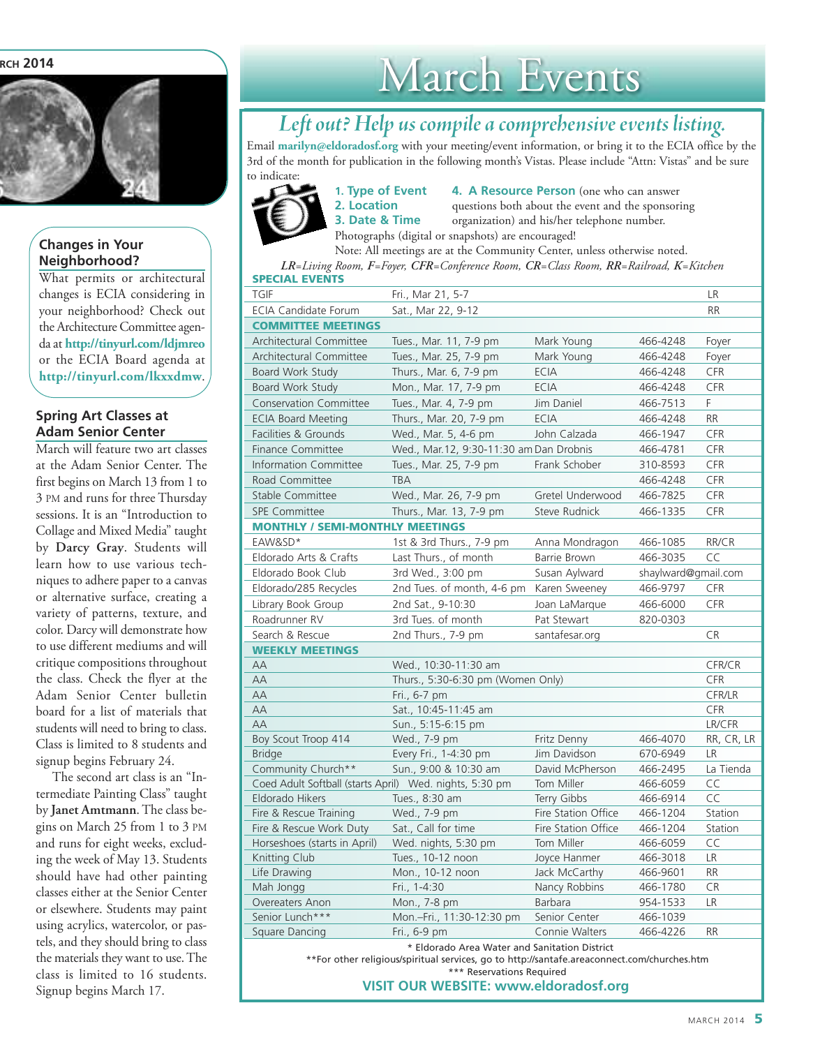# March Events

## *Left out? Help us compile a comprehensive events listing.*

Email **marilyn@eldoradosf.org** with your meeting/event information, or bring it to the ECIA office by the 3rd of the month for publication in the following month's Vistas. Please include "Attn: Vistas" and be sure to indicate:

1. **Type of Event**
2. **Location**
3. **Date & Time**
4. **A Resource Person** (one who can answer questions both about the event and the sponsoring organization) and his/her telephone number.

Photographs (digital or snapshots) are encouraged!

Note: All meetings are at the Community Center, unless otherwise noted.

*LR=Living Room, F=Foyer, CFR=Conference Room, CR=Class Room, RR=Railroad, K=Kitchen*

| Event | Date & Time | Contact | Phone | Location |
|---|---|---|---|---|
| **SPECIAL EVENTS** | | | | |
| TGIF | Fri., Mar 21, 5-7 | | | LR |
| ECIA Candidate Forum | Sat., Mar 22, 9-12 | | | RR |
| **COMMITTEE MEETINGS** | | | | |
| Architectural Committee | Tues., Mar. 11, 7-9 pm | Mark Young | 466-4248 | Foyer |
| Architectural Committee | Tues., Mar. 25, 7-9 pm | Mark Young | 466-4248 | Foyer |
| Board Work Study | Thurs., Mar. 6, 7-9 pm | ECIA | 466-4248 | CFR |
| Board Work Study | Mon., Mar. 17, 7-9 pm | ECIA | 466-4248 | CFR |
| Conservation Committee | Tues., Mar. 4, 7-9 pm | Jim Daniel | 466-7513 | F |
| ECIA Board Meeting | Thurs., Mar. 20, 7-9 pm | ECIA | 466-4248 | RR |
| Facilities & Grounds | Wed., Mar. 5, 4-6 pm | John Calzada | 466-1947 | CFR |
| Finance Committee | Wed., Mar.12, 9:30-11:30 am | Dan Drobnis | 466-4781 | CFR |
| Information Committee | Tues., Mar. 25, 7-9 pm | Frank Schober | 310-8593 | CFR |
| Road Committee | TBA | | 466-4248 | CFR |
| Stable Committee | Wed., Mar. 26, 7-9 pm | Gretel Underwood | 466-7825 | CFR |
| SPE Committee | Thurs., Mar. 13, 7-9 pm | Steve Rudnick | 466-1335 | CFR |
| **MONTHLY / SEMI-MONTHLY MEETINGS** | | | | |
| EAW&SD* | 1st & 3rd Thurs., 7-9 pm | Anna Mondragon | 466-1085 | RR/CR |
| Eldorado Arts & Crafts | Last Thurs., of month | Barrie Brown | 466-3035 | CC |
| Eldorado Book Club | 3rd Wed., 3:00 pm | Susan Aylward | shaylward@gmail.com | |
| Eldorado/285 Recycles | 2nd Tues. of month, 4-6 pm | Karen Sweeney | 466-9797 | CFR |
| Library Book Group | 2nd Sat., 9-10:30 | Joan LaMarque | 466-6000 | CFR |
| Roadrunner RV | 3rd Tues. of month | Pat Stewart | 820-0303 | |
| Search & Rescue | 2nd Thurs., 7-9 pm | santafesar.org | | CR |
| **WEEKLY MEETINGS** | | | | |
| AA | Wed., 10:30-11:30 am | | | CFR/CR |
| AA | Thurs., 5:30-6:30 pm (Women Only) | | | CFR |
| AA | Fri., 6-7 pm | | | CFR/LR |
| AA | Sat., 10:45-11:45 am | | | CFR |
| AA | Sun., 5:15-6:15 pm | | | LR/CFR |
| Boy Scout Troop 414 | Wed., 7-9 pm | Fritz Denny | 466-4070 | RR, CR, LR |
| Bridge | Every Fri., 1-4:30 pm | Jim Davidson | 670-6949 | LR |
| Community Church** | Sun., 9:00 & 10:30 am | David McPherson | 466-2495 | La Tienda |
| Coed Adult Softball (starts April) | Wed. nights, 5:30 pm | Tom Miller | 466-6059 | CC |
| Eldorado Hikers | Tues., 8:30 am | Terry Gibbs | 466-6914 | CC |
| Fire & Rescue Training | Wed., 7-9 pm | Fire Station Office | 466-1204 | Station |
| Fire & Rescue Work Duty | Sat., Call for time | Fire Station Office | 466-1204 | Station |
| Horseshoes (starts in April) | Wed. nights, 5:30 pm | Tom Miller | 466-6059 | CC |
| Knitting Club | Tues., 10-12 noon | Joyce Hanmer | 466-3018 | LR |
| Life Drawing | Mon., 10-12 noon | Jack McCarthy | 466-9601 | RR |
| Mah Jongg | Fri., 1-4:30 | Nancy Robbins | 466-1780 | CR |
| Overeaters Anon | Mon., 7-8 pm | Barbara | 954-1533 | LR |
| Senior Lunch*** | Mon.–Fri., 11:30-12:30 pm | Senior Center | 466-1039 | |
| Square Dancing | Fri., 6-9 pm | Connie Walters | 466-4226 | RR |

\* Eldorado Area Water and Sanitation District
\*\*For other religious/spiritual services, go to http://santafe.areaconnect.com/churches.htm
\*\*\* Reservations Required

**VISIT OUR WEBSITE: www.eldoradosf.org**

## Changes in Your Neighborhood?

What permits or architectural changes is ECIA considering in your neighborhood? Check out the Architecture Committee agenda at **http://tinyurl.com/ldjmreo** or the ECIA Board agenda at **http://tinyurl.com/lkxxdmw**.

## Spring Art Classes at Adam Senior Center

March will feature two art classes at the Adam Senior Center. The first begins on March 13 from 1 to 3 PM and runs for three Thursday sessions. It is an "Introduction to Collage and Mixed Media" taught by **Darcy Gray**. Students will learn how to use various techniques to adhere paper to a canvas or alternative surface, creating a variety of patterns, texture, and color. Darcy will demonstrate how to use different mediums and will critique compositions throughout the class. Check the flyer at the Adam Senior Center bulletin board for a list of materials that students will need to bring to class. Class is limited to 8 students and signup begins February 24.

The second art class is an "Intermediate Painting Class" taught by **Janet Amtmann**. The class begins on March 25 from 1 to 3 PM and runs for eight weeks, excluding the week of May 13. Students should have had other painting classes either at the Senior Center or elsewhere. Students may paint using acrylics, watercolor, or pastels, and they should bring to class the materials they want to use. The class is limited to 16 students. Signup begins March 17.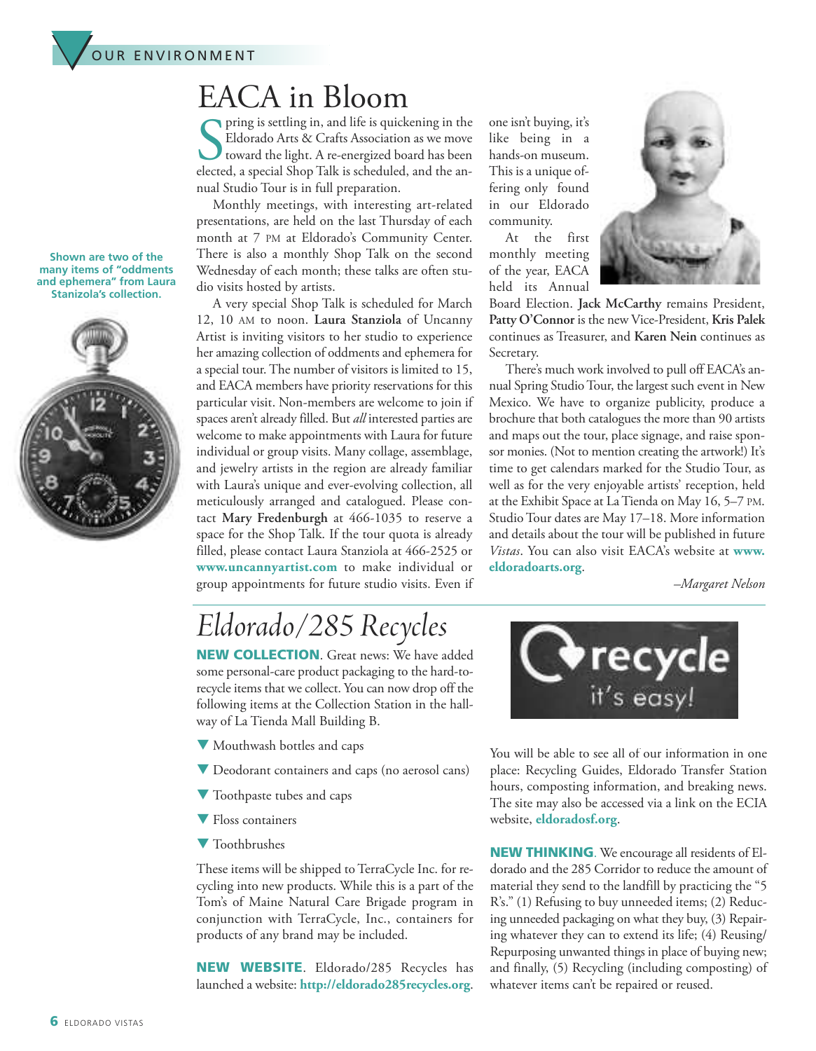# EACA in Bloom

Spring is settling in, and life is quickening in the Eldorado Arts & Crafts Association as we move toward the light. A re-energized board has been elected, a special Shop Talk is scheduled, and the annual Studio Tour is in full preparation.

Monthly meetings, with interesting art-related presentations, are held on the last Thursday of each month at 7 PM at Eldorado's Community Center. There is also a monthly Shop Talk on the second Wednesday of each month; these talks are often studio visits hosted by artists.

A very special Shop Talk is scheduled for March 12, 10 AM to noon. **Laura Stanziola** of Uncanny Artist is inviting visitors to her studio to experience her amazing collection of oddments and ephemera for a special tour. The number of visitors is limited to 15, and EACA members have priority reservations for this particular visit. Non-members are welcome to join if spaces aren't already filled. But *all* interested parties are welcome to make appointments with Laura for future individual or group visits. Many collage, assemblage, and jewelry artists in the region are already familiar with Laura's unique and ever-evolving collection, all meticulously arranged and catalogued. Please contact **Mary Fredenburgh** at 466-1035 to reserve a space for the Shop Talk. If the tour quota is already filled, please contact Laura Stanziola at 466-2525 or **www.uncannyartist.com** to make individual or group appointments for future studio visits. Even if one isn't buying, it's like being in a hands-on museum. This is a unique offering only found in our Eldorado community.

Shown are two of the many items of "oddments and ephemera" from Laura Stanizola's collection.

At the first monthly meeting of the year, EACA held its Annual Board Election. **Jack McCarthy** remains President, **Patty O'Connor** is the new Vice-President, **Kris Palek** continues as Treasurer, and **Karen Nein** continues as Secretary.

There's much work involved to pull off EACA's annual Spring Studio Tour, the largest such event in New Mexico. We have to organize publicity, produce a brochure that both catalogues the more than 90 artists and maps out the tour, place signage, and raise sponsor monies. (Not to mention creating the artwork!) It's time to get calendars marked for the Studio Tour, as well as for the very enjoyable artists' reception, held at the Exhibit Space at La Tienda on May 16, 5–7 PM. Studio Tour dates are May 17–18. More information and details about the tour will be published in future *Vistas*. You can also visit EACA's website at **www.eldoradoarts.org**.

*–Margaret Nelson*

# *Eldorado/285 Recycles*

**NEW COLLECTION**. Great news: We have added some personal-care product packaging to the hard-to-recycle items that we collect. You can now drop off the following items at the Collection Station in the hallway of La Tienda Mall Building B.

- Mouthwash bottles and caps
- Deodorant containers and caps (no aerosol cans)
- Toothpaste tubes and caps
- Floss containers
- Toothbrushes

These items will be shipped to TerraCycle Inc. for recycling into new products. While this is a part of the Tom's of Maine Natural Care Brigade program in conjunction with TerraCycle, Inc., containers for products of any brand may be included.

**NEW WEBSITE**. Eldorado/285 Recycles has launched a website: **http://eldorado285recycles.org**. You will be able to see all of our information in one place: Recycling Guides, Eldorado Transfer Station hours, composting information, and breaking news. The site may also be accessed via a link on the ECIA website, **eldoradosf.org**.

**NEW THINKING**. We encourage all residents of Eldorado and the 285 Corridor to reduce the amount of material they send to the landfill by practicing the "5 R's." (1) Refusing to buy unneeded items; (2) Reducing unneeded packaging on what they buy, (3) Repairing whatever they can to extend its life; (4) Reusing/Repurposing unwanted things in place of buying new; and finally, (5) Recycling (including composting) of whatever items can't be repaired or reused.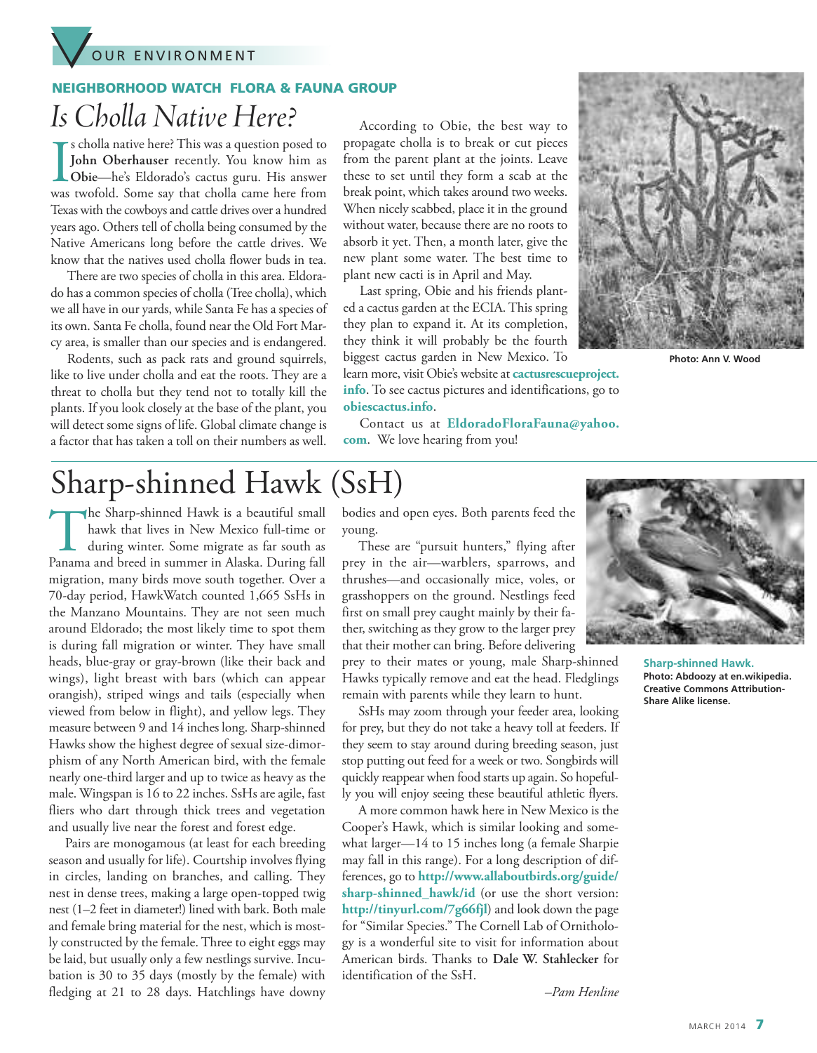OUR ENVIRONMENT

### NEIGHBORHOOD WATCH FLORA & FAUNA GROUP

# *Is Cholla Native Here?*

Is cholla native here? This was a question posed to **John Oberhauser** recently. You know him as **Obie**—he's Eldorado's cactus guru. His answer was twofold. Some say that cholla came here from Texas with the cowboys and cattle drives over a hundred years ago. Others tell of cholla being consumed by the Native Americans long before the cattle drives. We know that the natives used cholla flower buds in tea.

There are two species of cholla in this area. Eldorado has a common species of cholla (Tree cholla), which we all have in our yards, while Santa Fe has a species of its own. Santa Fe cholla, found near the Old Fort Marcy area, is smaller than our species and is endangered.

Rodents, such as pack rats and ground squirrels, like to live under cholla and eat the roots. They are a threat to cholla but they tend not to totally kill the plants. If you look closely at the base of the plant, you will detect some signs of life. Global climate change is a factor that has taken a toll on their numbers as well.

According to Obie, the best way to propagate cholla is to break or cut pieces from the parent plant at the joints. Leave these to set until they form a scab at the break point, which takes around two weeks. When nicely scabbed, place it in the ground without water, because there are no roots to absorb it yet. Then, a month later, give the new plant some water. The best time to plant new cacti is in April and May.

Last spring, Obie and his friends planted a cactus garden at the ECIA. This spring they plan to expand it. At its completion, they think it will probably be the fourth biggest cactus garden in New Mexico. To learn more, visit Obie's website at **cactusrescueproject.info**. To see cactus pictures and identifications, go to **obiescactus.info**.

Contact us at **EldoradoFloraFauna@yahoo.com**. We love hearing from you!

Photo: Ann V. Wood

# Sharp-shinned Hawk (SsH)

The Sharp-shinned Hawk is a beautiful small hawk that lives in New Mexico full-time or during winter. Some migrate as far south as Panama and breed in summer in Alaska. During fall migration, many birds move south together. Over a 70-day period, HawkWatch counted 1,665 SsHs in the Manzano Mountains. They are not seen much around Eldorado; the most likely time to spot them is during fall migration or winter. They have small heads, blue-gray or gray-brown (like their back and wings), light breast with bars (which can appear orangish), striped wings and tails (especially when viewed from below in flight), and yellow legs. They measure between 9 and 14 inches long. Sharp-shinned Hawks show the highest degree of sexual size-dimorphism of any North American bird, with the female nearly one-third larger and up to twice as heavy as the male. Wingspan is 16 to 22 inches. SsHs are agile, fast fliers who dart through thick trees and vegetation and usually live near the forest and forest edge.

Pairs are monogamous (at least for each breeding season and usually for life). Courtship involves flying in circles, landing on branches, and calling. They nest in dense trees, making a large open-topped twig nest (1–2 feet in diameter!) lined with bark. Both male and female bring material for the nest, which is mostly constructed by the female. Three to eight eggs may be laid, but usually only a few nestlings survive. Incubation is 30 to 35 days (mostly by the female) with fledging at 21 to 28 days. Hatchlings have downy bodies and open eyes. Both parents feed the young.

These are "pursuit hunters," flying after prey in the air—warblers, sparrows, and thrushes—and occasionally mice, voles, or grasshoppers on the ground. Nestlings feed first on small prey caught mainly by their father, switching as they grow to the larger prey that their mother can bring. Before delivering prey to their mates or young, male Sharp-shinned Hawks typically remove and eat the head. Fledglings remain with parents while they learn to hunt.

SsHs may zoom through your feeder area, looking for prey, but they do not take a heavy toll at feeders. If they seem to stay around during breeding season, just stop putting out feed for a week or two. Songbirds will quickly reappear when food starts up again. So hopefully you will enjoy seeing these beautiful athletic flyers.

A more common hawk here in New Mexico is the Cooper's Hawk, which is similar looking and somewhat larger—14 to 15 inches long (a female Sharpie may fall in this range). For a long description of differences, go to **http://www.allaboutbirds.org/guide/sharp-shinned_hawk/id** (or use the short version: **http://tinyurl.com/7g66fjl**) and look down the page for "Similar Species." The Cornell Lab of Ornithology is a wonderful site to visit for information about American birds. Thanks to **Dale W. Stahlecker** for identification of the SsH.

*–Pam Henline*

**Sharp-shinned Hawk.**
**Photo: Abdoozy at en.wikipedia. Creative Commons Attribution-Share Alike license.**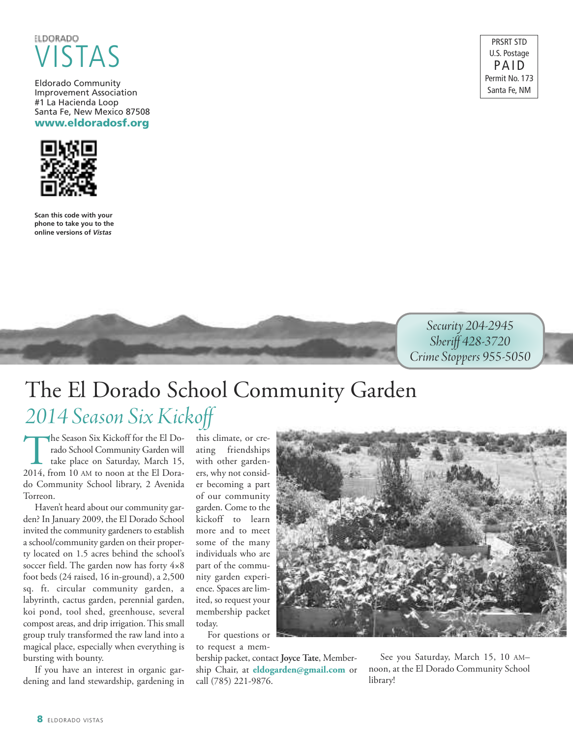ELDORADO

# VISTAS

Eldorado Community Improvement Association
#1 La Hacienda Loop
Santa Fe, New Mexico 87508
**www.eldoradosf.org**

**Scan this code with your phone to take you to the online versions of *Vistas***

PRSRT STD
U.S. Postage
PAID
Permit No. 173
Santa Fe, NM

*Security 204-2945*
*Sheriff 428-3720*
*Crime Stoppers 955-5050*

# The El Dorado School Community Garden

## *2014 Season Six Kickoff*

The Season Six Kickoff for the El Dorado School Community Garden will take place on Saturday, March 15, 2014, from 10 AM to noon at the El Dorado Community School library, 2 Avenida Torreon.

Haven't heard about our community garden? In January 2009, the El Dorado School invited the community gardeners to establish a school/community garden on their property located on 1.5 acres behind the school's soccer field. The garden now has forty 4×8 foot beds (24 raised, 16 in-ground), a 2,500 sq. ft. circular community garden, a labyrinth, cactus garden, perennial garden, koi pond, tool shed, greenhouse, several compost areas, and drip irrigation. This small group truly transformed the raw land into a magical place, especially when everything is bursting with bounty.

If you have an interest in organic gardening and land stewardship, gardening in this climate, or creating friendships with other gardeners, why not consider becoming a part of our community garden. Come to the kickoff to learn more and to meet some of the many individuals who are part of the community garden experience. Spaces are limited, so request your membership packet today.

For questions or to request a membership packet, contact **Joyce Tate**, Membership Chair, at **eldogarden@gmail.com** or call (785) 221-9876.

See you Saturday, March 15, 10 AM–noon, at the El Dorado Community School library!